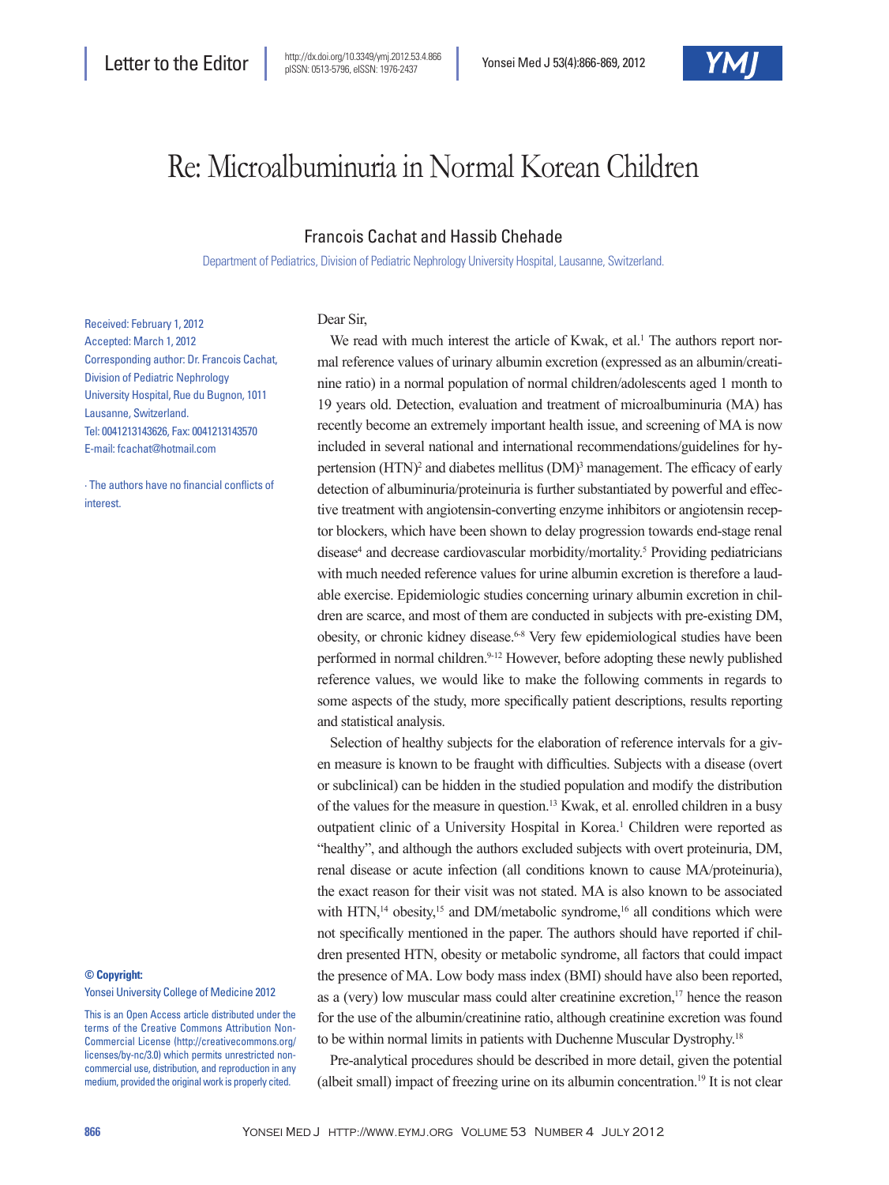Letter to the Editor

http://dx.doi.org/10.3349/ymj.2012.53.4.866
pISSN: 0513-5796, eISSN: 1976-2437

# Re: Microalbuminuria in Normal Korean Children

Francois Cachat and Hassib Chehade

Department of Pediatrics, Division of Pediatric Nephrology University Hospital, Lausanne, Switzerland.

Received: February 1, 2012
Accepted: March 1, 2012
Corresponding author: Dr. Francois Cachat, Division of Pediatric Nephrology University Hospital, Rue du Bugnon, 1011 Lausanne, Switzerland.
Tel: 0041213143626, Fax: 0041213143570
E-mail: fcachat@hotmail.com

∙ The authors have no financial conflicts of interest.

**© Copyright:**
Yonsei University College of Medicine 2012

This is an Open Access article distributed under the terms of the Creative Commons Attribution Non-Commercial License (http://creativecommons.org/licenses/by-nc/3.0) which permits unrestricted non-commercial use, distribution, and reproduction in any medium, provided the original work is properly cited.

Dear Sir,

We read with much interest the article of Kwak, et al.[1] The authors report normal reference values of urinary albumin excretion (expressed as an albumin/creatinine ratio) in a normal population of normal children/adolescents aged 1 month to 19 years old. Detection, evaluation and treatment of microalbuminuria (MA) has recently become an extremely important health issue, and screening of MA is now included in several national and international recommendations/guidelines for hypertension (HTN)[2] and diabetes mellitus (DM)[3] management. The efficacy of early detection of albuminuria/proteinuria is further substantiated by powerful and effective treatment with angiotensin-converting enzyme inhibitors or angiotensin receptor blockers, which have been shown to delay progression towards end-stage renal disease[4] and decrease cardiovascular morbidity/mortality.[5] Providing pediatricians with much needed reference values for urine albumin excretion is therefore a laudable exercise. Epidemiologic studies concerning urinary albumin excretion in children are scarce, and most of them are conducted in subjects with pre-existing DM, obesity, or chronic kidney disease.[6-8] Very few epidemiological studies have been performed in normal children.[9-12] However, before adopting these newly published reference values, we would like to make the following comments in regards to some aspects of the study, more specifically patient descriptions, results reporting and statistical analysis.

Selection of healthy subjects for the elaboration of reference intervals for a given measure is known to be fraught with difficulties. Subjects with a disease (overt or subclinical) can be hidden in the studied population and modify the distribution of the values for the measure in question.[13] Kwak, et al. enrolled children in a busy outpatient clinic of a University Hospital in Korea.[1] Children were reported as "healthy", and although the authors excluded subjects with overt proteinuria, DM, renal disease or acute infection (all conditions known to cause MA/proteinuria), the exact reason for their visit was not stated. MA is also known to be associated with HTN,[14] obesity,[15] and DM/metabolic syndrome,[16] all conditions which were not specifically mentioned in the paper. The authors should have reported if children presented HTN, obesity or metabolic syndrome, all factors that could impact the presence of MA. Low body mass index (BMI) should have also been reported, as a (very) low muscular mass could alter creatinine excretion,[17] hence the reason for the use of the albumin/creatinine ratio, although creatinine excretion was found to be within normal limits in patients with Duchenne Muscular Dystrophy.[18]

Pre-analytical procedures should be described in more detail, given the potential (albeit small) impact of freezing urine on its albumin concentration.[19] It is not clear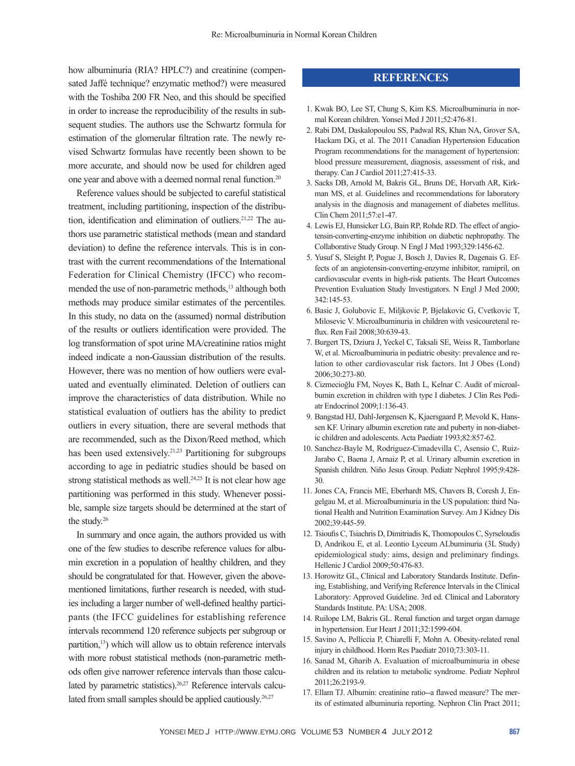how albuminuria (RIA? HPLC?) and creatinine (compensated Jaffé technique? enzymatic method?) were measured with the Toshiba 200 FR Neo, and this should be specified in order to increase the reproducibility of the results in subsequent studies. The authors use the Schwartz formula for estimation of the glomerular filtration rate. The newly revised Schwartz formulas have recently been shown to be more accurate, and should now be used for children aged one year and above with a deemed normal renal function.[20]

Reference values should be subjected to careful statistical treatment, including partitioning, inspection of the distribution, identification and elimination of outliers.[21,22] The authors use parametric statistical methods (mean and standard deviation) to define the reference intervals. This is in contrast with the current recommendations of the International Federation for Clinical Chemistry (IFCC) who recommended the use of non-parametric methods,[13] although both methods may produce similar estimates of the percentiles. In this study, no data on the (assumed) normal distribution of the results or outliers identification were provided. The log transformation of spot urine MA/creatinine ratios might indeed indicate a non-Gaussian distribution of the results. However, there was no mention of how outliers were evaluated and eventually eliminated. Deletion of outliers can improve the characteristics of data distribution. While no statistical evaluation of outliers has the ability to predict outliers in every situation, there are several methods that are recommended, such as the Dixon/Reed method, which has been used extensively.[21,23] Partitioning for subgroups according to age in pediatric studies should be based on strong statistical methods as well.[24,25] It is not clear how age partitioning was performed in this study. Whenever possible, sample size targets should be determined at the start of the study.[26]

In summary and once again, the authors provided us with one of the few studies to describe reference values for albumin excretion in a population of healthy children, and they should be congratulated for that. However, given the above-mentioned limitations, further research is needed, with studies including a larger number of well-defined healthy participants (the IFCC guidelines for establishing reference intervals recommend 120 reference subjects per subgroup or partition,[13]) which will allow us to obtain reference intervals with more robust statistical methods (non-parametric methods often give narrower reference intervals than those calculated by parametric statistics).[26,27] Reference intervals calculated from small samples should be applied cautiously.[26,27]

## REFERENCES

1. Kwak BO, Lee ST, Chung S, Kim KS. Microalbuminuria in normal Korean children. Yonsei Med J 2011;52:476-81.
2. Rabi DM, Daskalopoulou SS, Padwal RS, Khan NA, Grover SA, Hackam DG, et al. The 2011 Canadian Hypertension Education Program recommendations for the management of hypertension: blood pressure measurement, diagnosis, assessment of risk, and therapy. Can J Cardiol 2011;27:415-33.
3. Sacks DB, Arnold M, Bakris GL, Bruns DE, Horvath AR, Kirkman MS, et al. Guidelines and recommendations for laboratory analysis in the diagnosis and management of diabetes mellitus. Clin Chem 2011;57:e1-47.
4. Lewis EJ, Hunsicker LG, Bain RP, Rohde RD. The effect of angiotensin-converting-enzyme inhibition on diabetic nephropathy. The Collaborative Study Group. N Engl J Med 1993;329:1456-62.
5. Yusuf S, Sleight P, Pogue J, Bosch J, Davies R, Dagenais G. Effects of an angiotensin-converting-enzyme inhibitor, ramipril, on cardiovascular events in high-risk patients. The Heart Outcomes Prevention Evaluation Study Investigators. N Engl J Med 2000; 342:145-53.
6. Basic J, Golubovic E, Miljkovic P, Bjelakovic G, Cvetkovic T, Milosevic V. Microalbuminuria in children with vesicoureteral reflux. Ren Fail 2008;30:639-43.
7. Burgert TS, Dziura J, Yeckel C, Taksali SE, Weiss R, Tamborlane W, et al. Microalbuminuria in pediatric obesity: prevalence and relation to other cardiovascular risk factors. Int J Obes (Lond) 2006;30:273-80.
8. Cizmecioğlu FM, Noyes K, Bath L, Kelnar C. Audit of microalbumin excretion in children with type I diabetes. J Clin Res Pediatr Endocrinol 2009;1:136-43.
9. Bangstad HJ, Dahl-Jørgensen K, Kjaersgaard P, Mevold K, Hanssen KF. Urinary albumin excretion rate and puberty in non-diabetic children and adolescents. Acta Paediatr 1993;82:857-62.
10. Sanchez-Bayle M, Rodriguez-Cimadevilla C, Asensio C, Ruiz-Jarabo C, Baena J, Arnaiz P, et al. Urinary albumin excretion in Spanish children. Niño Jesus Group. Pediatr Nephrol 1995;9:428-30.
11. Jones CA, Francis ME, Eberhardt MS, Chavers B, Coresh J, Engelgau M, et al. Microalbuminuria in the US population: third National Health and Nutrition Examination Survey. Am J Kidney Dis 2002;39:445-59.
12. Tsioufis C, Tsiachris D, Dimitriadis K, Thomopoulos C, Syrseloudis D, Andrikou E, et al. Leontio Lyceum ALbuminuria (3L Study) epidemiological study: aims, design and preliminary findings. Hellenic J Cardiol 2009;50:476-83.
13. Horowitz GL, Clinical and Laboratory Standards Institute. Defining, Establishing, and Verifying Reference Intervals in the Clinical Laboratory: Approved Guideline. 3rd ed. Clinical and Laboratory Standards Institute. PA: USA; 2008.
14. Ruilope LM, Bakris GL. Renal function and target organ damage in hypertension. Eur Heart J 2011;32:1599-604.
15. Savino A, Pelliccia P, Chiarelli F, Mohn A. Obesity-related renal injury in childhood. Horm Res Paediatr 2010;73:303-11.
16. Sanad M, Gharib A. Evaluation of microalbuminuria in obese children and its relation to metabolic syndrome. Pediatr Nephrol 2011;26:2193-9.
17. Ellam TJ. Albumin: creatinine ratio--a flawed measure? The merits of estimated albuminuria reporting. Nephron Clin Pract 2011;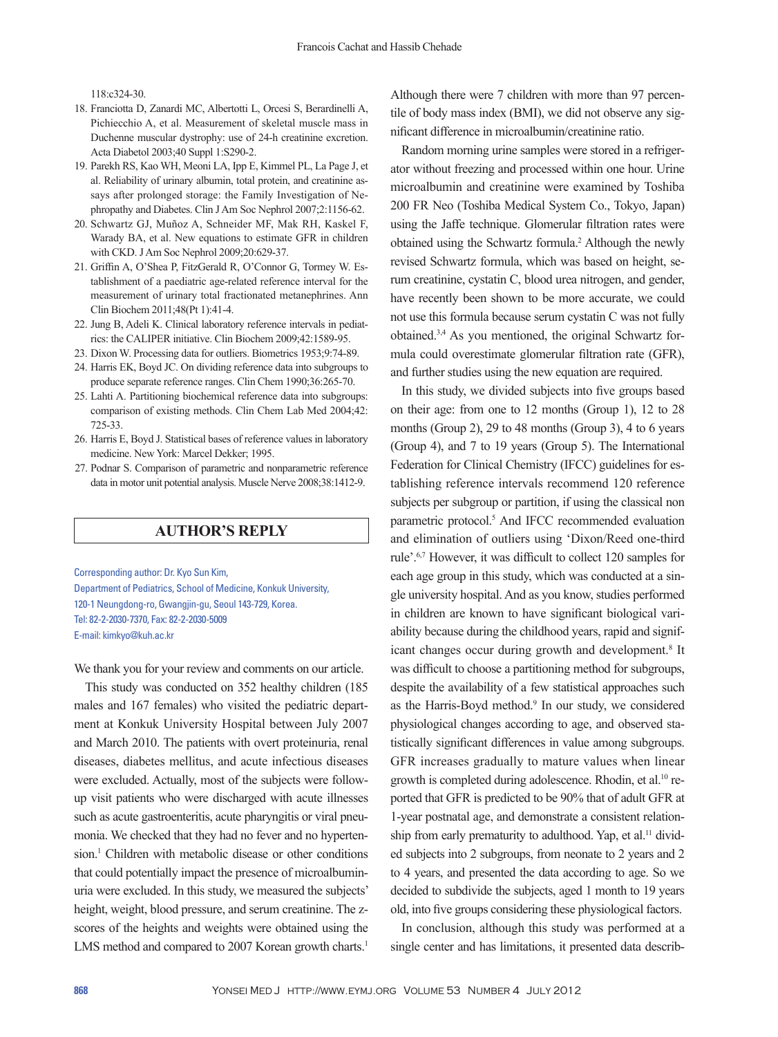118:c324-30.

18. Franciotta D, Zanardi MC, Albertotti L, Orcesi S, Berardinelli A, Pichiecchio A, et al. Measurement of skeletal muscle mass in Duchenne muscular dystrophy: use of 24-h creatinine excretion. Acta Diabetol 2003;40 Suppl 1:S290-2.
19. Parekh RS, Kao WH, Meoni LA, Ipp E, Kimmel PL, La Page J, et al. Reliability of urinary albumin, total protein, and creatinine assays after prolonged storage: the Family Investigation of Nephropathy and Diabetes. Clin J Am Soc Nephrol 2007;2:1156-62.
20. Schwartz GJ, Muñoz A, Schneider MF, Mak RH, Kaskel F, Warady BA, et al. New equations to estimate GFR in children with CKD. J Am Soc Nephrol 2009;20:629-37.
21. Griffin A, O'Shea P, FitzGerald R, O'Connor G, Tormey W. Establishment of a paediatric age-related reference interval for the measurement of urinary total fractionated metanephrines. Ann Clin Biochem 2011;48(Pt 1):41-4.
22. Jung B, Adeli K. Clinical laboratory reference intervals in pediatrics: the CALIPER initiative. Clin Biochem 2009;42:1589-95.
23. Dixon W. Processing data for outliers. Biometrics 1953;9:74-89.
24. Harris EK, Boyd JC. On dividing reference data into subgroups to produce separate reference ranges. Clin Chem 1990;36:265-70.
25. Lahti A. Partitioning biochemical reference data into subgroups: comparison of existing methods. Clin Chem Lab Med 2004;42:725-33.
26. Harris E, Boyd J. Statistical bases of reference values in laboratory medicine. New York: Marcel Dekker; 1995.
27. Podnar S. Comparison of parametric and nonparametric reference data in motor unit potential analysis. Muscle Nerve 2008;38:1412-9.

## AUTHOR'S REPLY

Corresponding author: Dr. Kyo Sun Kim,
Department of Pediatrics, School of Medicine, Konkuk University,
120-1 Neungdong-ro, Gwangjin-gu, Seoul 143-729, Korea.
Tel: 82-2-2030-7370, Fax: 82-2-2030-5009
E-mail: kimkyo@kuh.ac.kr

We thank you for your review and comments on our article.

This study was conducted on 352 healthy children (185 males and 167 females) who visited the pediatric department at Konkuk University Hospital between July 2007 and March 2010. The patients with overt proteinuria, renal diseases, diabetes mellitus, and acute infectious diseases were excluded. Actually, most of the subjects were follow-up visit patients who were discharged with acute illnesses such as acute gastroenteritis, acute pharyngitis or viral pneumonia. We checked that they had no fever and no hypertension.[1] Children with metabolic disease or other conditions that could potentially impact the presence of microalbuminuria were excluded. In this study, we measured the subjects' height, weight, blood pressure, and serum creatinine. The z-scores of the heights and weights were obtained using the LMS method and compared to 2007 Korean growth charts.[1] Although there were 7 children with more than 97 percentile of body mass index (BMI), we did not observe any significant difference in microalbumin/creatinine ratio.

Random morning urine samples were stored in a refrigerator without freezing and processed within one hour. Urine microalbumin and creatinine were examined by Toshiba 200 FR Neo (Toshiba Medical System Co., Tokyo, Japan) using the Jaffe technique. Glomerular filtration rates were obtained using the Schwartz formula.[2] Although the newly revised Schwartz formula, which was based on height, serum creatinine, cystatin C, blood urea nitrogen, and gender, have recently been shown to be more accurate, we could not use this formula because serum cystatin C was not fully obtained.[3,4] As you mentioned, the original Schwartz formula could overestimate glomerular filtration rate (GFR), and further studies using the new equation are required.

In this study, we divided subjects into five groups based on their age: from one to 12 months (Group 1), 12 to 28 months (Group 2), 29 to 48 months (Group 3), 4 to 6 years (Group 4), and 7 to 19 years (Group 5). The International Federation for Clinical Chemistry (IFCC) guidelines for establishing reference intervals recommend 120 reference subjects per subgroup or partition, if using the classical non parametric protocol.[5] And IFCC recommended evaluation and elimination of outliers using 'Dixon/Reed one-third rule'.[6,7] However, it was difficult to collect 120 samples for each age group in this study, which was conducted at a single university hospital. And as you know, studies performed in children are known to have significant biological variability because during the childhood years, rapid and significant changes occur during growth and development.[8] It was difficult to choose a partitioning method for subgroups, despite the availability of a few statistical approaches such as the Harris-Boyd method.[9] In our study, we considered physiological changes according to age, and observed statistically significant differences in value among subgroups. GFR increases gradually to mature values when linear growth is completed during adolescence. Rhodin, et al.[10] reported that GFR is predicted to be 90% that of adult GFR at 1-year postnatal age, and demonstrate a consistent relationship from early prematurity to adulthood. Yap, et al.[11] divided subjects into 2 subgroups, from neonate to 2 years and 2 to 4 years, and presented the data according to age. So we decided to subdivide the subjects, aged 1 month to 19 years old, into five groups considering these physiological factors.

In conclusion, although this study was performed at a single center and has limitations, it presented data describ-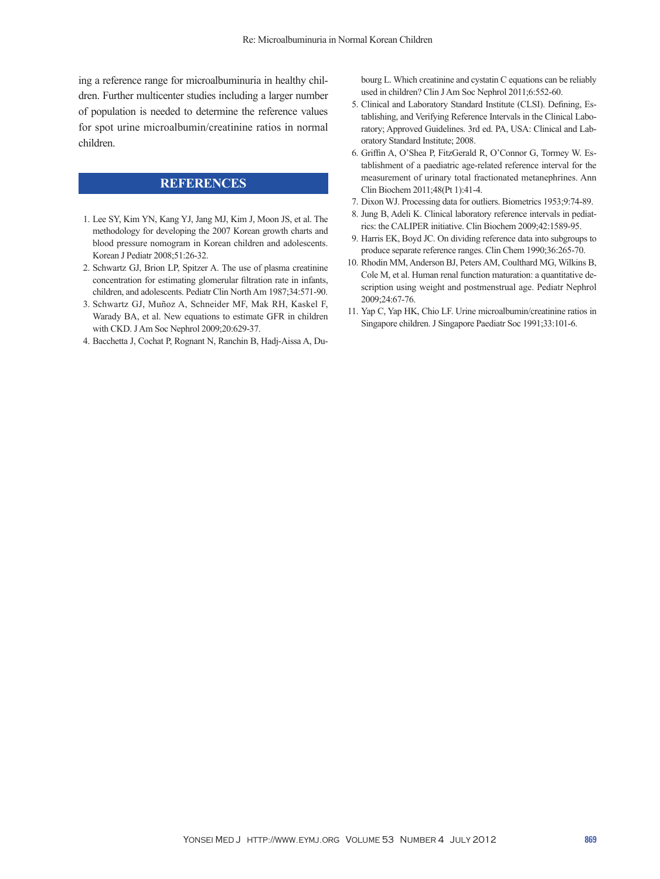ing a reference range for microalbuminuria in healthy children. Further multicenter studies including a larger number of population is needed to determine the reference values for spot urine microalbumin/creatinine ratios in normal children.

## REFERENCES

1. Lee SY, Kim YN, Kang YJ, Jang MJ, Kim J, Moon JS, et al. The methodology for developing the 2007 Korean growth charts and blood pressure nomogram in Korean children and adolescents. Korean J Pediatr 2008;51:26-32.
2. Schwartz GJ, Brion LP, Spitzer A. The use of plasma creatinine concentration for estimating glomerular filtration rate in infants, children, and adolescents. Pediatr Clin North Am 1987;34:571-90.
3. Schwartz GJ, Muñoz A, Schneider MF, Mak RH, Kaskel F, Warady BA, et al. New equations to estimate GFR in children with CKD. J Am Soc Nephrol 2009;20:629-37.
4. Bacchetta J, Cochat P, Rognant N, Ranchin B, Hadj-Aissa A, Dubourg L. Which creatinine and cystatin C equations can be reliably used in children? Clin J Am Soc Nephrol 2011;6:552-60.
5. Clinical and Laboratory Standard Institute (CLSI). Defining, Establishing, and Verifying Reference Intervals in the Clinical Laboratory; Approved Guidelines. 3rd ed. PA, USA: Clinical and Laboratory Standard Institute; 2008.
6. Griffin A, O'Shea P, FitzGerald R, O'Connor G, Tormey W. Establishment of a paediatric age-related reference interval for the measurement of urinary total fractionated metanephrines. Ann Clin Biochem 2011;48(Pt 1):41-4.
7. Dixon WJ. Processing data for outliers. Biometrics 1953;9:74-89.
8. Jung B, Adeli K. Clinical laboratory reference intervals in pediatrics: the CALIPER initiative. Clin Biochem 2009;42:1589-95.
9. Harris EK, Boyd JC. On dividing reference data into subgroups to produce separate reference ranges. Clin Chem 1990;36:265-70.
10. Rhodin MM, Anderson BJ, Peters AM, Coulthard MG, Wilkins B, Cole M, et al. Human renal function maturation: a quantitative description using weight and postmenstrual age. Pediatr Nephrol 2009;24:67-76.
11. Yap C, Yap HK, Chio LF. Urine microalbumin/creatinine ratios in Singapore children. J Singapore Paediatr Soc 1991;33:101-6.